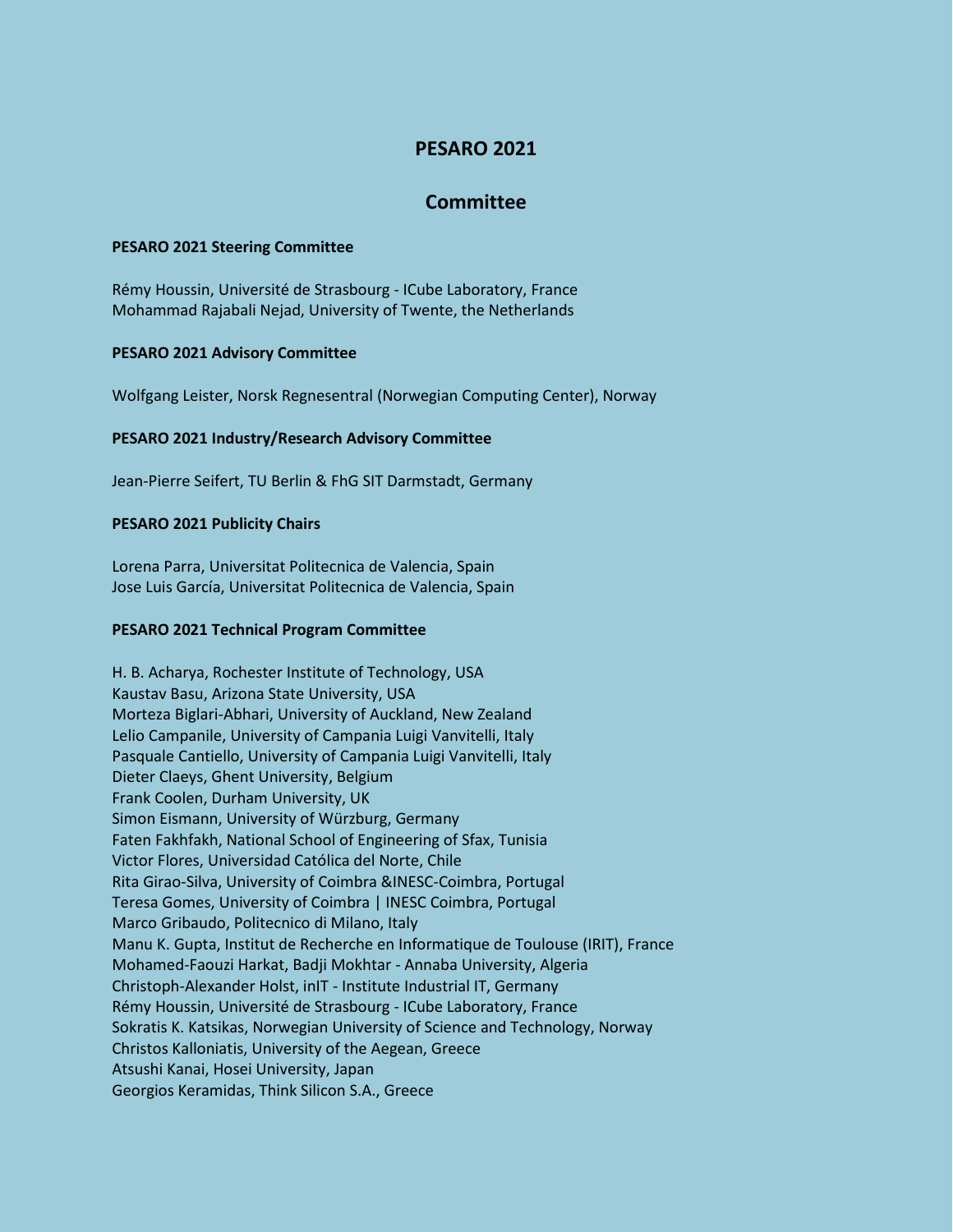# PESARO 2021

## Committee

### PESARO 2021 Steering Committee

Rémy Houssin, Université de Strasbourg - ICube Laboratory, France
Mohammad Rajabali Nejad, University of Twente, the Netherlands

### PESARO 2021 Advisory Committee

Wolfgang Leister, Norsk Regnesentral (Norwegian Computing Center), Norway

### PESARO 2021 Industry/Research Advisory Committee

Jean-Pierre Seifert, TU Berlin & FhG SIT Darmstadt, Germany

### PESARO 2021 Publicity Chairs

Lorena Parra, Universitat Politecnica de Valencia, Spain
Jose Luis García, Universitat Politecnica de Valencia, Spain

### PESARO 2021 Technical Program Committee

H. B. Acharya, Rochester Institute of Technology, USA
Kaustav Basu, Arizona State University, USA
Morteza Biglari-Abhari, University of Auckland, New Zealand
Lelio Campanile, University of Campania Luigi Vanvitelli, Italy
Pasquale Cantiello, University of Campania Luigi Vanvitelli, Italy
Dieter Claeys, Ghent University, Belgium
Frank Coolen, Durham University, UK
Simon Eismann, University of Würzburg, Germany
Faten Fakhfakh, National School of Engineering of Sfax, Tunisia
Victor Flores, Universidad Católica del Norte, Chile
Rita Girao-Silva, University of Coimbra &INESC-Coimbra, Portugal
Teresa Gomes, University of Coimbra | INESC Coimbra, Portugal
Marco Gribaudo, Politecnico di Milano, Italy
Manu K. Gupta, Institut de Recherche en Informatique de Toulouse (IRIT), France
Mohamed-Faouzi Harkat, Badji Mokhtar - Annaba University, Algeria
Christoph-Alexander Holst, inIT - Institute Industrial IT, Germany
Rémy Houssin, Université de Strasbourg - ICube Laboratory, France
Sokratis K. Katsikas, Norwegian University of Science and Technology, Norway
Christos Kalloniatis, University of the Aegean, Greece
Atsushi Kanai, Hosei University, Japan
Georgios Keramidas, Think Silicon S.A., Greece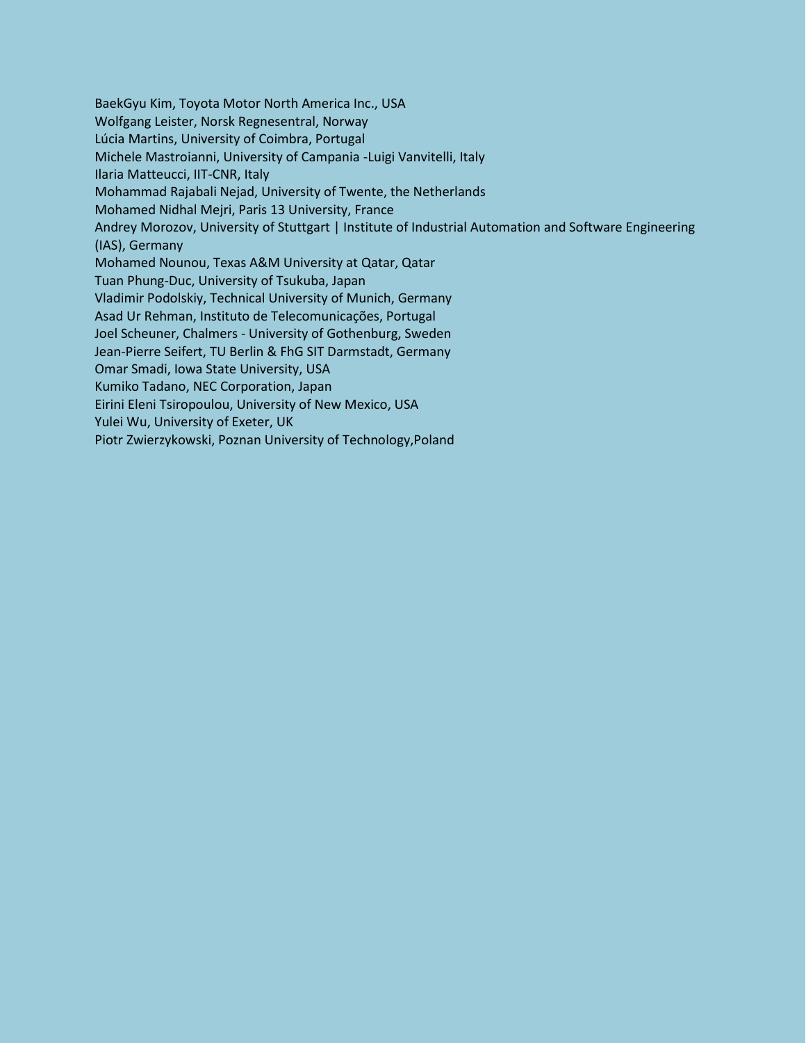BaekGyu Kim, Toyota Motor North America Inc., USA
Wolfgang Leister, Norsk Regnesentral, Norway
Lúcia Martins, University of Coimbra, Portugal
Michele Mastroianni, University of Campania -Luigi Vanvitelli, Italy
Ilaria Matteucci, IIT-CNR, Italy
Mohammad Rajabali Nejad, University of Twente, the Netherlands
Mohamed Nidhal Mejri, Paris 13 University, France
Andrey Morozov, University of Stuttgart | Institute of Industrial Automation and Software Engineering (IAS), Germany
Mohamed Nounou, Texas A&M University at Qatar, Qatar
Tuan Phung-Duc, University of Tsukuba, Japan
Vladimir Podolskiy, Technical University of Munich, Germany
Asad Ur Rehman, Instituto de Telecomunicações, Portugal
Joel Scheuner, Chalmers - University of Gothenburg, Sweden
Jean-Pierre Seifert, TU Berlin & FhG SIT Darmstadt, Germany
Omar Smadi, Iowa State University, USA
Kumiko Tadano, NEC Corporation, Japan
Eirini Eleni Tsiropoulou, University of New Mexico, USA
Yulei Wu, University of Exeter, UK
Piotr Zwierzykowski, Poznan University of Technology,Poland